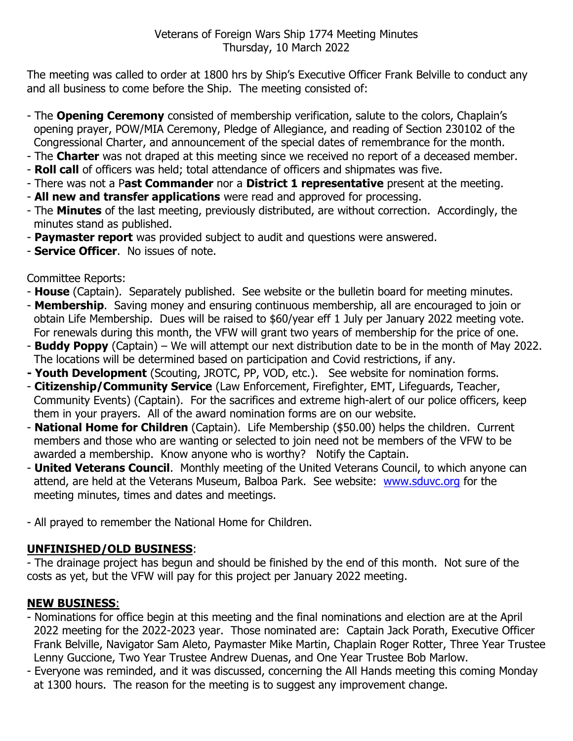Veterans of Foreign Wars Ship 1774 Meeting Minutes
Thursday, 10 March 2022

The meeting was called to order at 1800 hrs by Ship's Executive Officer Frank Belville to conduct any and all business to come before the Ship. The meeting consisted of:

- The **Opening Ceremony** consisted of membership verification, salute to the colors, Chaplain's opening prayer, POW/MIA Ceremony, Pledge of Allegiance, and reading of Section 230102 of the Congressional Charter, and announcement of the special dates of remembrance for the month.
- The **Charter** was not draped at this meeting since we received no report of a deceased member.
- **Roll call** of officers was held; total attendance of officers and shipmates was five.
- There was not a P**ast Commander** nor a **District 1 representative** present at the meeting.
- **All new and transfer applications** were read and approved for processing.
- The **Minutes** of the last meeting, previously distributed, are without correction. Accordingly, the minutes stand as published.
- **Paymaster report** was provided subject to audit and questions were answered.
- **Service Officer**. No issues of note.

Committee Reports:

- **House** (Captain). Separately published. See website or the bulletin board for meeting minutes.
- **Membership**. Saving money and ensuring continuous membership, all are encouraged to join or obtain Life Membership. Dues will be raised to $60/year eff 1 July per January 2022 meeting vote. For renewals during this month, the VFW will grant two years of membership for the price of one.
- **Buddy Poppy** (Captain) – We will attempt our next distribution date to be in the month of May 2022. The locations will be determined based on participation and Covid restrictions, if any.
- **Youth Development** (Scouting, JROTC, PP, VOD, etc.). See website for nomination forms.
- **Citizenship/Community Service** (Law Enforcement, Firefighter, EMT, Lifeguards, Teacher, Community Events) (Captain). For the sacrifices and extreme high-alert of our police officers, keep them in your prayers. All of the award nomination forms are on our website.
- **National Home for Children** (Captain). Life Membership ($50.00) helps the children. Current members and those who are wanting or selected to join need not be members of the VFW to be awarded a membership. Know anyone who is worthy? Notify the Captain.
- **United Veterans Council**. Monthly meeting of the United Veterans Council, to which anyone can attend, are held at the Veterans Museum, Balboa Park. See website: [www.sduvc.org](http://www.sduvc.org) for the meeting minutes, times and dates and meetings.

- All prayed to remember the National Home for Children.

## UNFINISHED/OLD BUSINESS:

- The drainage project has begun and should be finished by the end of this month. Not sure of the costs as yet, but the VFW will pay for this project per January 2022 meeting.

## NEW BUSINESS:

- Nominations for office begin at this meeting and the final nominations and election are at the April 2022 meeting for the 2022-2023 year. Those nominated are: Captain Jack Porath, Executive Officer Frank Belville, Navigator Sam Aleto, Paymaster Mike Martin, Chaplain Roger Rotter, Three Year Trustee Lenny Guccione, Two Year Trustee Andrew Duenas, and One Year Trustee Bob Marlow.
- Everyone was reminded, and it was discussed, concerning the All Hands meeting this coming Monday at 1300 hours. The reason for the meeting is to suggest any improvement change.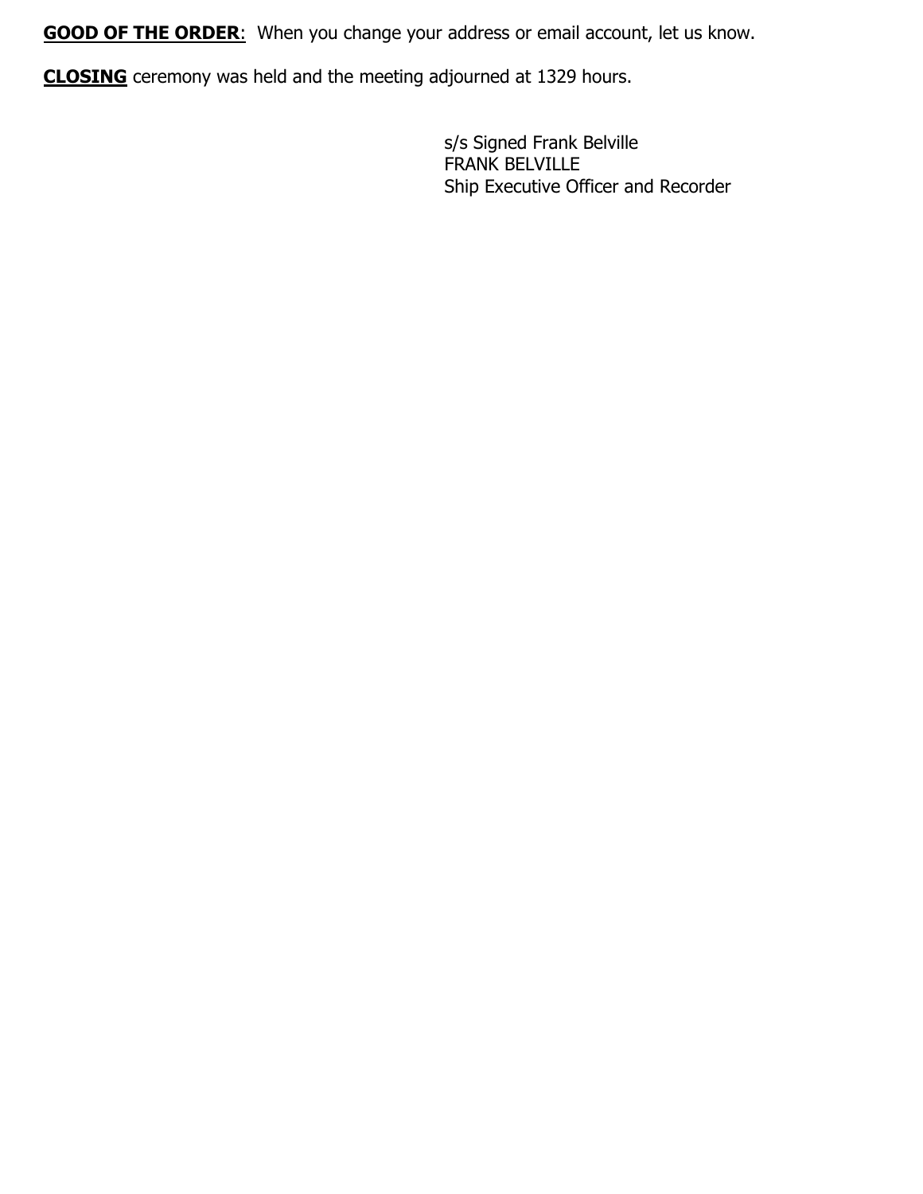**<u>GOOD OF THE ORDER</u>**: When you change your address or email account, let us know.

**<u>CLOSING</u>** ceremony was held and the meeting adjourned at 1329 hours.

s/s Signed Frank Belville
FRANK BELVILLE
Ship Executive Officer and Recorder